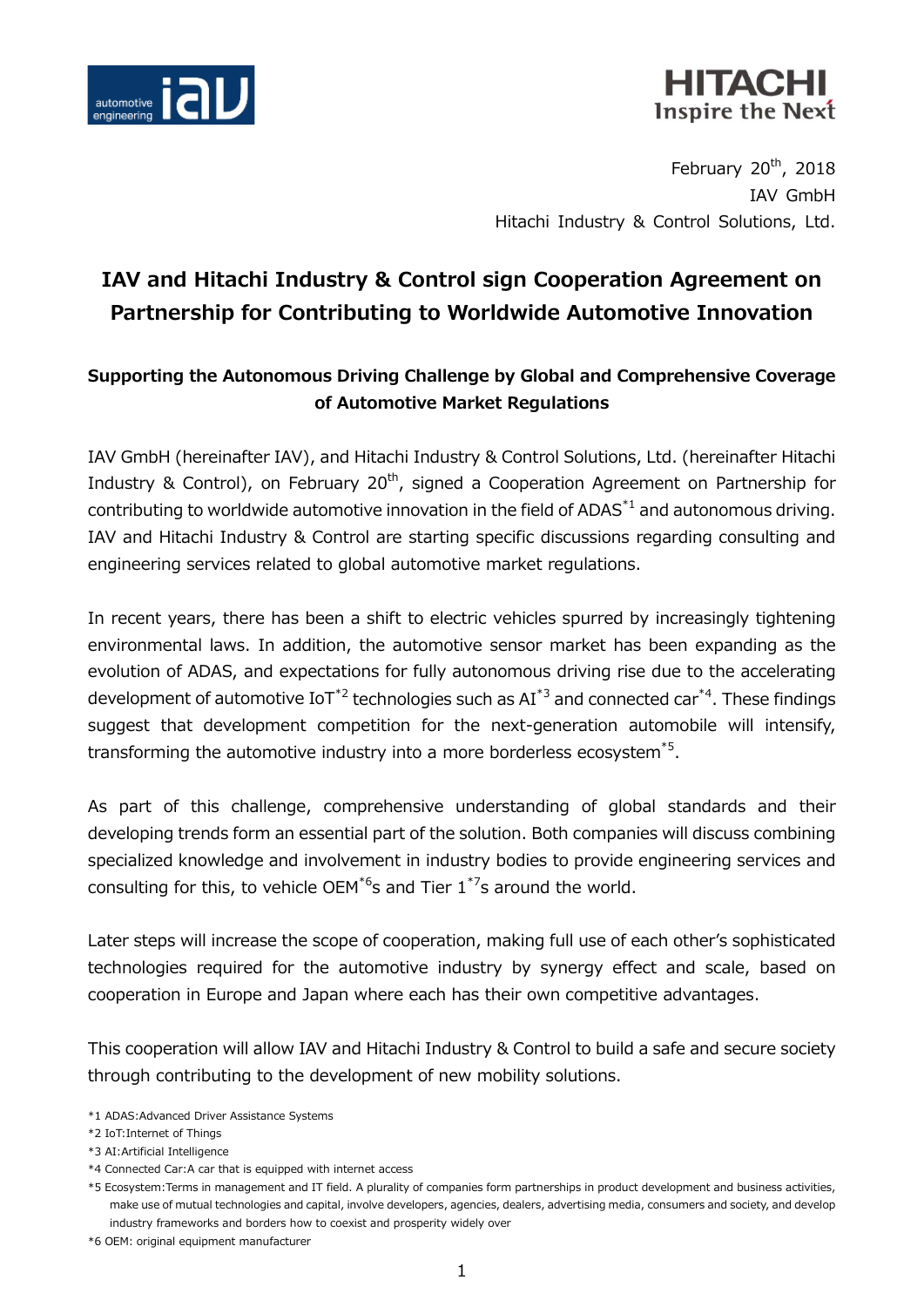February 20th, 2018
IAV GmbH
Hitachi Industry & Control Solutions, Ltd.

# IAV and Hitachi Industry & Control sign Cooperation Agreement on Partnership for Contributing to Worldwide Automotive Innovation

## Supporting the Autonomous Driving Challenge by Global and Comprehensive Coverage of Automotive Market Regulations

IAV GmbH (hereinafter IAV), and Hitachi Industry & Control Solutions, Ltd. (hereinafter Hitachi Industry & Control), on February 20th, signed a Cooperation Agreement on Partnership for contributing to worldwide automotive innovation in the field of ADAS[*1] and autonomous driving. IAV and Hitachi Industry & Control are starting specific discussions regarding consulting and engineering services related to global automotive market regulations.

In recent years, there has been a shift to electric vehicles spurred by increasingly tightening environmental laws. In addition, the automotive sensor market has been expanding as the evolution of ADAS, and expectations for fully autonomous driving rise due to the accelerating development of automotive IoT[*2] technologies such as AI[*3] and connected car[*4]. These findings suggest that development competition for the next-generation automobile will intensify, transforming the automotive industry into a more borderless ecosystem[*5].

As part of this challenge, comprehensive understanding of global standards and their developing trends form an essential part of the solution. Both companies will discuss combining specialized knowledge and involvement in industry bodies to provide engineering services and consulting for this, to vehicle OEM[*6]s and Tier 1[*7]s around the world.

Later steps will increase the scope of cooperation, making full use of each other's sophisticated technologies required for the automotive industry by synergy effect and scale, based on cooperation in Europe and Japan where each has their own competitive advantages.

This cooperation will allow IAV and Hitachi Industry & Control to build a safe and secure society through contributing to the development of new mobility solutions.

*1 ADAS:Advanced Driver Assistance Systems
*2 IoT:Internet of Things
*3 AI:Artificial Intelligence
*4 Connected Car:A car that is equipped with internet access
*5 Ecosystem:Terms in management and IT field. A plurality of companies form partnerships in product development and business activities, make use of mutual technologies and capital, involve developers, agencies, dealers, advertising media, consumers and society, and develop industry frameworks and borders how to coexist and prosperity widely over
*6 OEM: original equipment manufacturer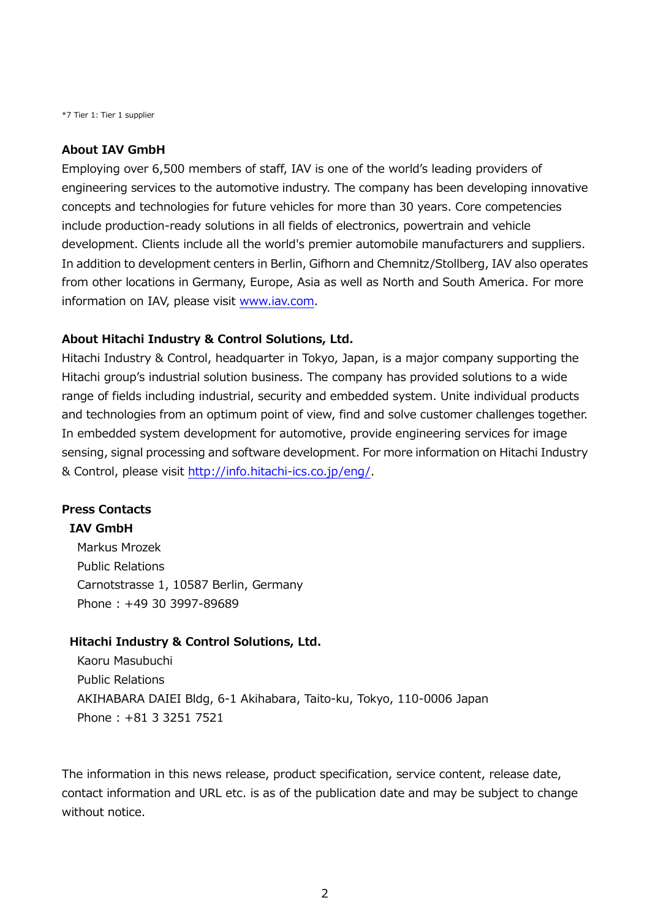*7 Tier 1: Tier 1 supplier

**About IAV GmbH**

Employing over 6,500 members of staff, IAV is one of the world's leading providers of engineering services to the automotive industry. The company has been developing innovative concepts and technologies for future vehicles for more than 30 years. Core competencies include production-ready solutions in all fields of electronics, powertrain and vehicle development. Clients include all the world's premier automobile manufacturers and suppliers. In addition to development centers in Berlin, Gifhorn and Chemnitz/Stollberg, IAV also operates from other locations in Germany, Europe, Asia as well as North and South America. For more information on IAV, please visit www.iav.com.

**About Hitachi Industry & Control Solutions, Ltd.**

Hitachi Industry & Control, headquarter in Tokyo, Japan, is a major company supporting the Hitachi group's industrial solution business. The company has provided solutions to a wide range of fields including industrial, security and embedded system. Unite individual products and technologies from an optimum point of view, find and solve customer challenges together. In embedded system development for automotive, provide engineering services for image sensing, signal processing and software development. For more information on Hitachi Industry & Control, please visit http://info.hitachi-ics.co.jp/eng/.

**Press Contacts**

**IAV GmbH**

Markus Mrozek
Public Relations
Carnotstrasse 1, 10587 Berlin, Germany
Phone : +49 30 3997-89689

**Hitachi Industry & Control Solutions, Ltd.**

Kaoru Masubuchi
Public Relations
AKIHABARA DAIEI Bldg, 6-1 Akihabara, Taito-ku, Tokyo, 110-0006 Japan
Phone : +81 3 3251 7521

The information in this news release, product specification, service content, release date, contact information and URL etc. is as of the publication date and may be subject to change without notice.